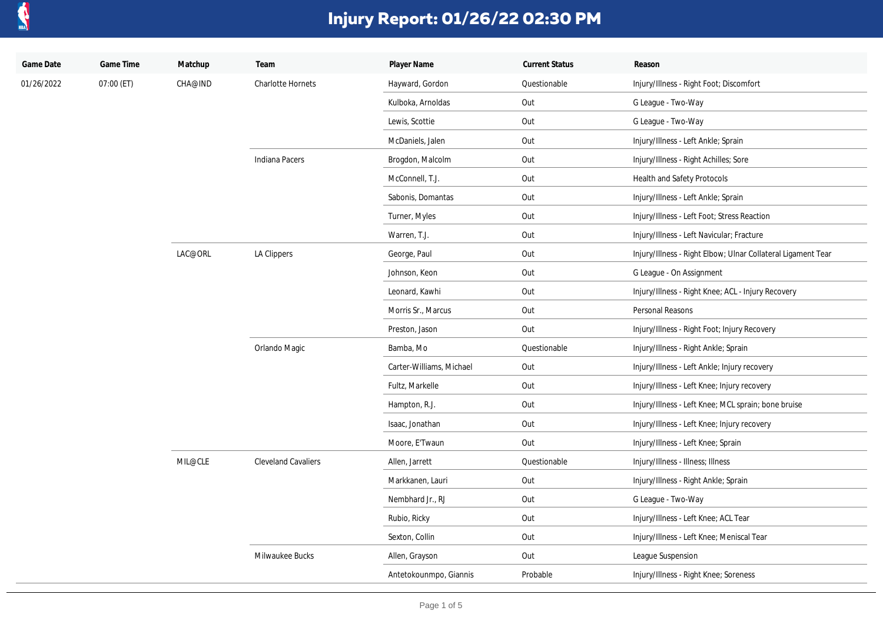# Injury Report: 01/26/22 02:30 PM

| Game Date | Game Time | Matchup | Team | Player Name | Current Status | Reason |
|---|---|---|---|---|---|---|
| 01/26/2022 | 07:00 (ET) | CHA@IND | Charlotte Hornets | Hayward, Gordon | Questionable | Injury/Illness - Right Foot; Discomfort |
| | | | | Kulboka, Arnoldas | Out | G League - Two-Way |
| | | | | Lewis, Scottie | Out | G League - Two-Way |
| | | | | McDaniels, Jalen | Out | Injury/Illness - Left Ankle; Sprain |
| | | | Indiana Pacers | Brogdon, Malcolm | Out | Injury/Illness - Right Achilles; Sore |
| | | | | McConnell, T.J. | Out | Health and Safety Protocols |
| | | | | Sabonis, Domantas | Out | Injury/Illness - Left Ankle; Sprain |
| | | | | Turner, Myles | Out | Injury/Illness - Left Foot; Stress Reaction |
| | | | | Warren, T.J. | Out | Injury/Illness - Left Navicular; Fracture |
| | | LAC@ORL | LA Clippers | George, Paul | Out | Injury/Illness - Right Elbow; Ulnar Collateral Ligament Tear |
| | | | | Johnson, Keon | Out | G League - On Assignment |
| | | | | Leonard, Kawhi | Out | Injury/Illness - Right Knee; ACL - Injury Recovery |
| | | | | Morris Sr., Marcus | Out | Personal Reasons |
| | | | | Preston, Jason | Out | Injury/Illness - Right Foot; Injury Recovery |
| | | | Orlando Magic | Bamba, Mo | Questionable | Injury/Illness - Right Ankle; Sprain |
| | | | | Carter-Williams, Michael | Out | Injury/Illness - Left Ankle; Injury recovery |
| | | | | Fultz, Markelle | Out | Injury/Illness - Left Knee; Injury recovery |
| | | | | Hampton, R.J. | Out | Injury/Illness - Left Knee; MCL sprain; bone bruise |
| | | | | Isaac, Jonathan | Out | Injury/Illness - Left Knee; Injury recovery |
| | | | | Moore, E'Twaun | Out | Injury/Illness - Left Knee; Sprain |
| | | MIL@CLE | Cleveland Cavaliers | Allen, Jarrett | Questionable | Injury/Illness - Illness; Illness |
| | | | | Markkanen, Lauri | Out | Injury/Illness - Right Ankle; Sprain |
| | | | | Nembhard Jr., RJ | Out | G League - Two-Way |
| | | | | Rubio, Ricky | Out | Injury/Illness - Left Knee; ACL Tear |
| | | | | Sexton, Collin | Out | Injury/Illness - Left Knee; Meniscal Tear |
| | | | Milwaukee Bucks | Allen, Grayson | Out | League Suspension |
| | | | | Antetokounmpo, Giannis | Probable | Injury/Illness - Right Knee; Soreness |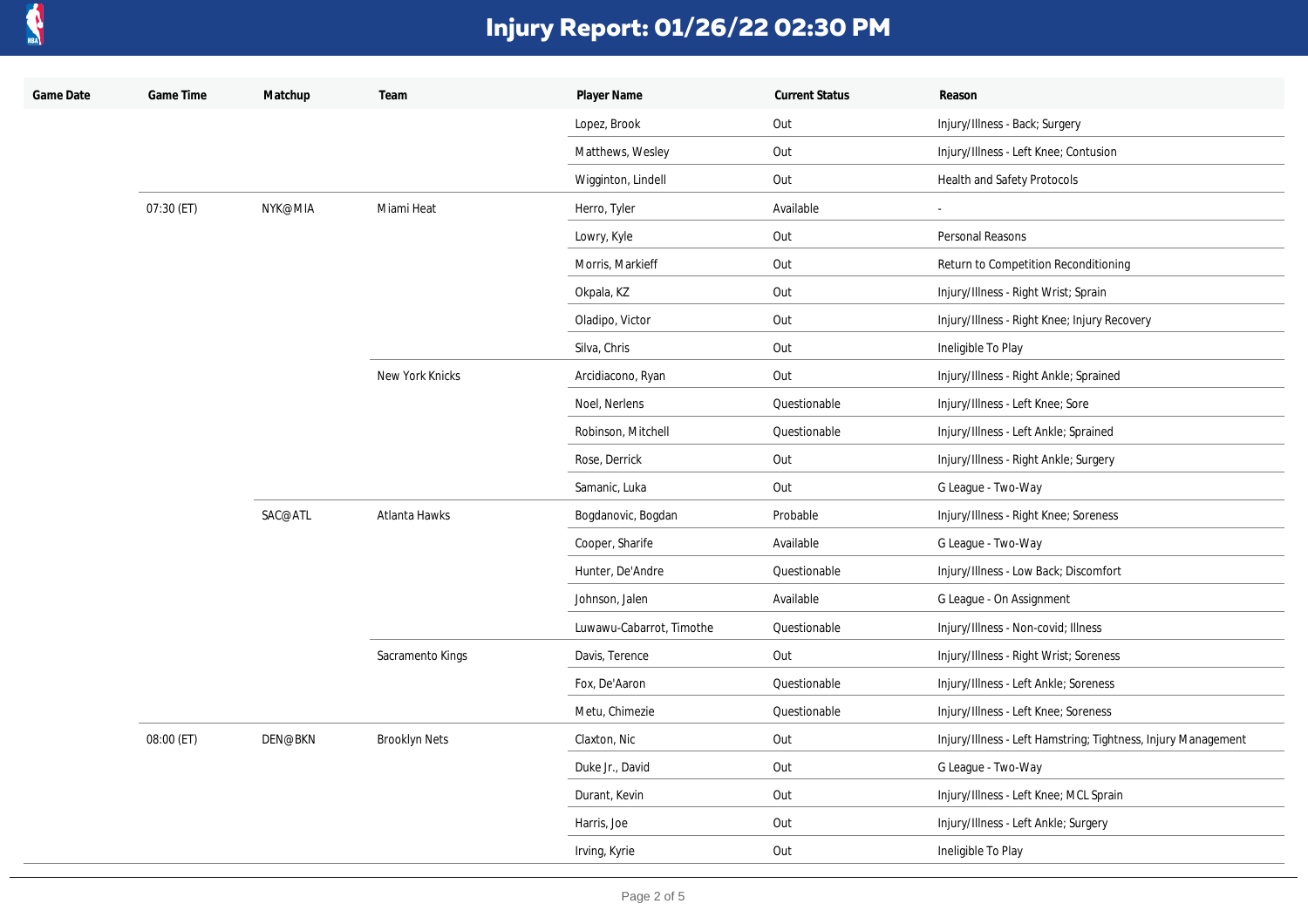# Injury Report: 01/26/22 02:30 PM

| Game Date | Game Time | Matchup | Team | Player Name | Current Status | Reason |
|---|---|---|---|---|---|---|
| | | | | Lopez, Brook | Out | Injury/Illness - Back; Surgery |
| | | | | Matthews, Wesley | Out | Injury/Illness - Left Knee; Contusion |
| | | | | Wigginton, Lindell | Out | Health and Safety Protocols |
| | 07:30 (ET) | NYK@MIA | Miami Heat | Herro, Tyler | Available | - |
| | | | | Lowry, Kyle | Out | Personal Reasons |
| | | | | Morris, Markieff | Out | Return to Competition Reconditioning |
| | | | | Okpala, KZ | Out | Injury/Illness - Right Wrist; Sprain |
| | | | | Oladipo, Victor | Out | Injury/Illness - Right Knee; Injury Recovery |
| | | | | Silva, Chris | Out | Ineligible To Play |
| | | | New York Knicks | Arcidiacono, Ryan | Out | Injury/Illness - Right Ankle; Sprained |
| | | | | Noel, Nerlens | Questionable | Injury/Illness - Left Knee; Sore |
| | | | | Robinson, Mitchell | Questionable | Injury/Illness - Left Ankle; Sprained |
| | | | | Rose, Derrick | Out | Injury/Illness - Right Ankle; Surgery |
| | | | | Samanic, Luka | Out | G League - Two-Way |
| | | SAC@ATL | Atlanta Hawks | Bogdanovic, Bogdan | Probable | Injury/Illness - Right Knee; Soreness |
| | | | | Cooper, Sharife | Available | G League - Two-Way |
| | | | | Hunter, De'Andre | Questionable | Injury/Illness - Low Back; Discomfort |
| | | | | Johnson, Jalen | Available | G League - On Assignment |
| | | | | Luwawu-Cabarrot, Timothe | Questionable | Injury/Illness - Non-covid; Illness |
| | | | Sacramento Kings | Davis, Terence | Out | Injury/Illness - Right Wrist; Soreness |
| | | | | Fox, De'Aaron | Questionable | Injury/Illness - Left Ankle; Soreness |
| | | | | Metu, Chimezie | Questionable | Injury/Illness - Left Knee; Soreness |
| | 08:00 (ET) | DEN@BKN | Brooklyn Nets | Claxton, Nic | Out | Injury/Illness - Left Hamstring; Tightness, Injury Management |
| | | | | Duke Jr., David | Out | G League - Two-Way |
| | | | | Durant, Kevin | Out | Injury/Illness - Left Knee; MCL Sprain |
| | | | | Harris, Joe | Out | Injury/Illness - Left Ankle; Surgery |
| | | | | Irving, Kyrie | Out | Ineligible To Play |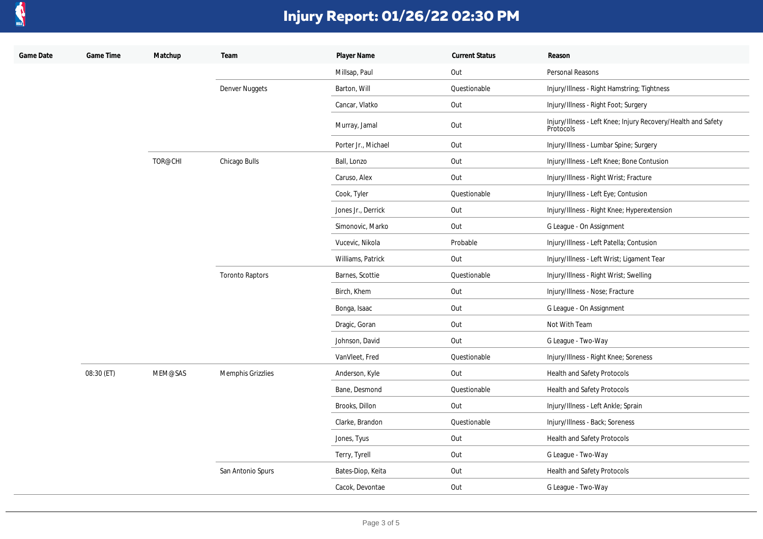# Injury Report: 01/26/22 02:30 PM

| Game Date | Game Time | Matchup | Team | Player Name | Current Status | Reason |
|---|---|---|---|---|---|---|
| | | | | Millsap, Paul | Out | Personal Reasons |
| | | | Denver Nuggets | Barton, Will | Questionable | Injury/Illness - Right Hamstring; Tightness |
| | | | | Cancar, Vlatko | Out | Injury/Illness - Right Foot; Surgery |
| | | | | Murray, Jamal | Out | Injury/Illness - Left Knee; Injury Recovery/Health and Safety Protocols |
| | | | | Porter Jr., Michael | Out | Injury/Illness - Lumbar Spine; Surgery |
| | | TOR@CHI | Chicago Bulls | Ball, Lonzo | Out | Injury/Illness - Left Knee; Bone Contusion |
| | | | | Caruso, Alex | Out | Injury/Illness - Right Wrist; Fracture |
| | | | | Cook, Tyler | Questionable | Injury/Illness - Left Eye; Contusion |
| | | | | Jones Jr., Derrick | Out | Injury/Illness - Right Knee; Hyperextension |
| | | | | Simonovic, Marko | Out | G League - On Assignment |
| | | | | Vucevic, Nikola | Probable | Injury/Illness - Left Patella; Contusion |
| | | | | Williams, Patrick | Out | Injury/Illness - Left Wrist; Ligament Tear |
| | | | Toronto Raptors | Barnes, Scottie | Questionable | Injury/Illness - Right Wrist; Swelling |
| | | | | Birch, Khem | Out | Injury/Illness - Nose; Fracture |
| | | | | Bonga, Isaac | Out | G League - On Assignment |
| | | | | Dragic, Goran | Out | Not With Team |
| | | | | Johnson, David | Out | G League - Two-Way |
| | | | | VanVleet, Fred | Questionable | Injury/Illness - Right Knee; Soreness |
| | 08:30 (ET) | MEM@SAS | Memphis Grizzlies | Anderson, Kyle | Out | Health and Safety Protocols |
| | | | | Bane, Desmond | Questionable | Health and Safety Protocols |
| | | | | Brooks, Dillon | Out | Injury/Illness - Left Ankle; Sprain |
| | | | | Clarke, Brandon | Questionable | Injury/Illness - Back; Soreness |
| | | | | Jones, Tyus | Out | Health and Safety Protocols |
| | | | | Terry, Tyrell | Out | G League - Two-Way |
| | | | San Antonio Spurs | Bates-Diop, Keita | Out | Health and Safety Protocols |
| | | | | Cacok, Devontae | Out | G League - Two-Way |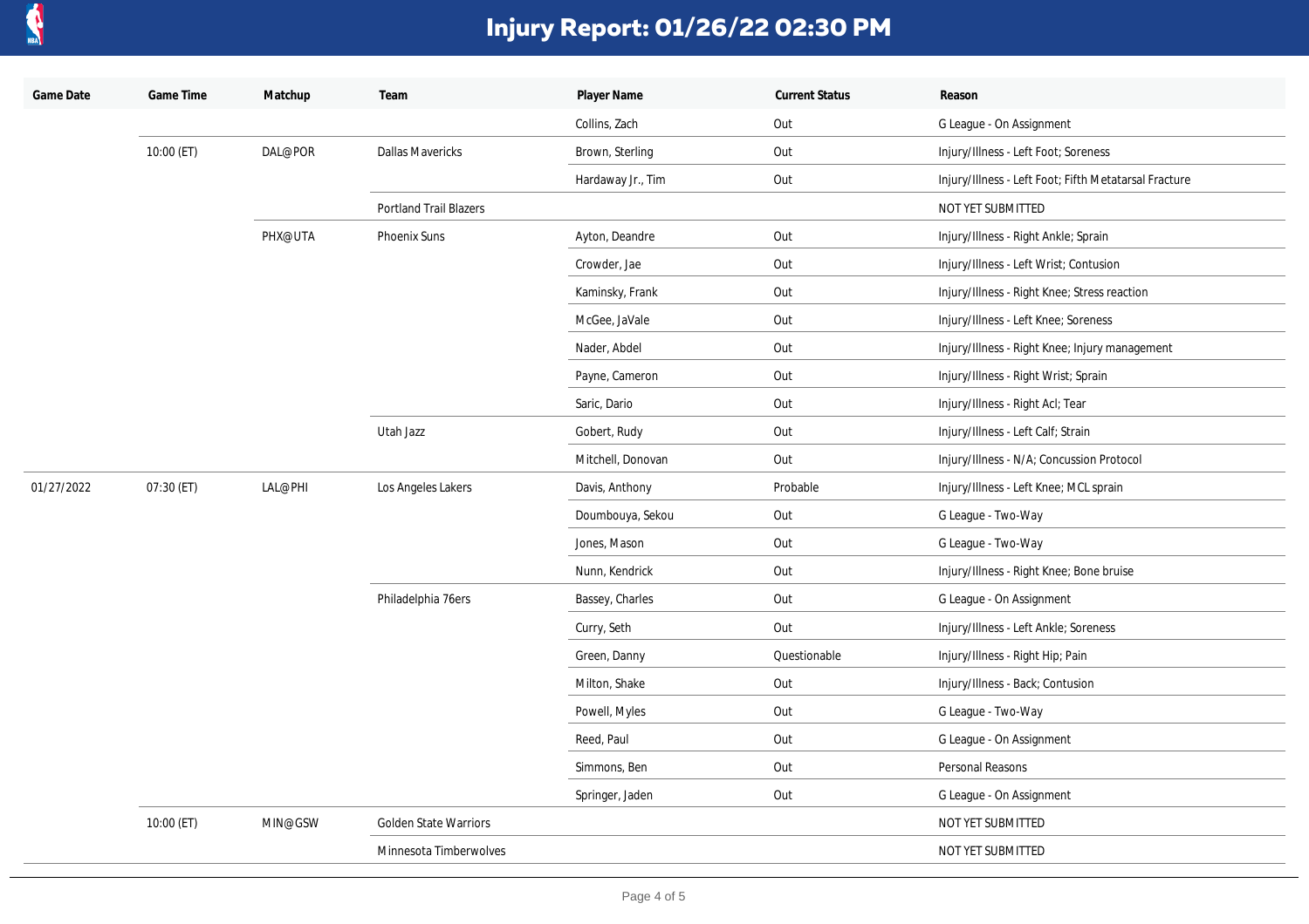# Injury Report: 01/26/22 02:30 PM

| Game Date | Game Time | Matchup | Team | Player Name | Current Status | Reason |
|---|---|---|---|---|---|---|
| | | | | Collins, Zach | Out | G League - On Assignment |
| | 10:00 (ET) | DAL@POR | Dallas Mavericks | Brown, Sterling | Out | Injury/Illness - Left Foot; Soreness |
| | | | | Hardaway Jr., Tim | Out | Injury/Illness - Left Foot; Fifth Metatarsal Fracture |
| | | | Portland Trail Blazers | | | NOT YET SUBMITTED |
| | | PHX@UTA | Phoenix Suns | Ayton, Deandre | Out | Injury/Illness - Right Ankle; Sprain |
| | | | | Crowder, Jae | Out | Injury/Illness - Left Wrist; Contusion |
| | | | | Kaminsky, Frank | Out | Injury/Illness - Right Knee; Stress reaction |
| | | | | McGee, JaVale | Out | Injury/Illness - Left Knee; Soreness |
| | | | | Nader, Abdel | Out | Injury/Illness - Right Knee; Injury management |
| | | | | Payne, Cameron | Out | Injury/Illness - Right Wrist; Sprain |
| | | | | Saric, Dario | Out | Injury/Illness - Right Acl; Tear |
| | | | Utah Jazz | Gobert, Rudy | Out | Injury/Illness - Left Calf; Strain |
| | | | | Mitchell, Donovan | Out | Injury/Illness - N/A; Concussion Protocol |
| 01/27/2022 | 07:30 (ET) | LAL@PHI | Los Angeles Lakers | Davis, Anthony | Probable | Injury/Illness - Left Knee; MCL sprain |
| | | | | Doumbouya, Sekou | Out | G League - Two-Way |
| | | | | Jones, Mason | Out | G League - Two-Way |
| | | | | Nunn, Kendrick | Out | Injury/Illness - Right Knee; Bone bruise |
| | | | Philadelphia 76ers | Bassey, Charles | Out | G League - On Assignment |
| | | | | Curry, Seth | Out | Injury/Illness - Left Ankle; Soreness |
| | | | | Green, Danny | Questionable | Injury/Illness - Right Hip; Pain |
| | | | | Milton, Shake | Out | Injury/Illness - Back; Contusion |
| | | | | Powell, Myles | Out | G League - Two-Way |
| | | | | Reed, Paul | Out | G League - On Assignment |
| | | | | Simmons, Ben | Out | Personal Reasons |
| | | | | Springer, Jaden | Out | G League - On Assignment |
| | 10:00 (ET) | MIN@GSW | Golden State Warriors | | | NOT YET SUBMITTED |
| | | | Minnesota Timberwolves | | | NOT YET SUBMITTED |